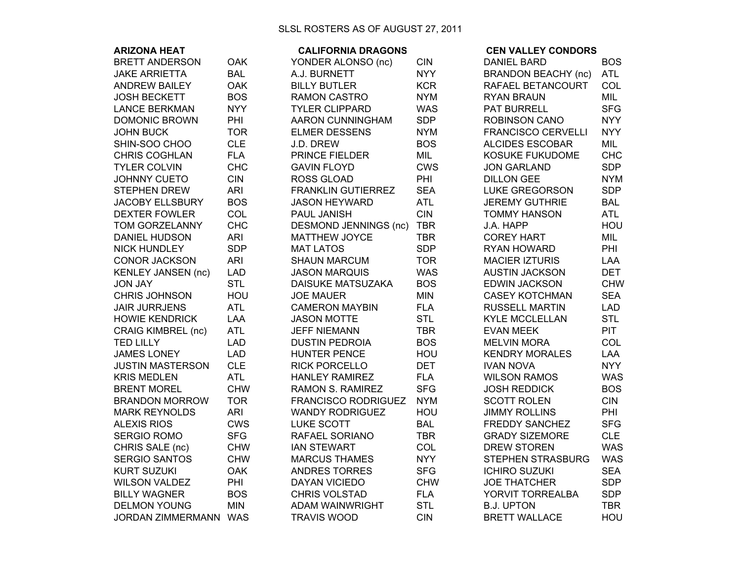# SLSL ROSTERS AS OF AUGUST 27, 2011

## ARIZONA HEAT

| Player | Team |
|---|---|
| BRETT ANDERSON | OAK |
| JAKE ARRIETTA | BAL |
| ANDREW BAILEY | OAK |
| JOSH BECKETT | BOS |
| LANCE BERKMAN | NYY |
| DOMONIC BROWN | PHI |
| JOHN BUCK | TOR |
| SHIN-SOO CHOO | CLE |
| CHRIS COGHLAN | FLA |
| TYLER COLVIN | CHC |
| JOHNNY CUETO | CIN |
| STEPHEN DREW | ARI |
| JACOBY ELLSBURY | BOS |
| DEXTER FOWLER | COL |
| TOM GORZELANNY | CHC |
| DANIEL HUDSON | ARI |
| NICK HUNDLEY | SDP |
| CONOR JACKSON | ARI |
| KENLEY JANSEN (nc) | LAD |
| JON JAY | STL |
| CHRIS JOHNSON | HOU |
| JAIR JURRJENS | ATL |
| HOWIE KENDRICK | LAA |
| CRAIG KIMBREL (nc) | ATL |
| TED LILLY | LAD |
| JAMES LONEY | LAD |
| JUSTIN MASTERSON | CLE |
| KRIS MEDLEN | ATL |
| BRENT MOREL | CHW |
| BRANDON MORROW | TOR |
| MARK REYNOLDS | ARI |
| ALEXIS RIOS | CWS |
| SERGIO ROMO | SFG |
| CHRIS SALE (nc) | CHW |
| SERGIO SANTOS | CHW |
| KURT SUZUKI | OAK |
| WILSON VALDEZ | PHI |
| BILLY WAGNER | BOS |
| DELMON YOUNG | MIN |
| JORDAN ZIMMERMANN | WAS |

## CALIFORNIA DRAGONS

| Player | Team |
|---|---|
| YONDER ALONSO (nc) | CIN |
| A.J. BURNETT | NYY |
| BILLY BUTLER | KCR |
| RAMON CASTRO | NYM |
| TYLER CLIPPARD | WAS |
| AARON CUNNINGHAM | SDP |
| ELMER DESSENS | NYM |
| J.D. DREW | BOS |
| PRINCE FIELDER | MIL |
| GAVIN FLOYD | CWS |
| ROSS GLOAD | PHI |
| FRANKLIN GUTIERREZ | SEA |
| JASON HEYWARD | ATL |
| PAUL JANISH | CIN |
| DESMOND JENNINGS (nc) | TBR |
| MATTHEW JOYCE | TBR |
| MAT LATOS | SDP |
| SHAUN MARCUM | TOR |
| JASON MARQUIS | WAS |
| DAISUKE MATSUZAKA | BOS |
| JOE MAUER | MIN |
| CAMERON MAYBIN | FLA |
| JASON MOTTE | STL |
| JEFF NIEMANN | TBR |
| DUSTIN PEDROIA | BOS |
| HUNTER PENCE | HOU |
| RICK PORCELLO | DET |
| HANLEY RAMIREZ | FLA |
| RAMON S. RAMIREZ | SFG |
| FRANCISCO RODRIGUEZ | NYM |
| WANDY RODRIGUEZ | HOU |
| LUKE SCOTT | BAL |
| RAFAEL SORIANO | TBR |
| IAN STEWART | COL |
| MARCUS THAMES | NYY |
| ANDRES TORRES | SFG |
| DAYAN VICIEDO | CHW |
| CHRIS VOLSTAD | FLA |
| ADAM WAINWRIGHT | STL |
| TRAVIS WOOD | CIN |

## CEN VALLEY CONDORS

| Player | Team |
|---|---|
| DANIEL BARD | BOS |
| BRANDON BEACHY (nc) | ATL |
| RAFAEL BETANCOURT | COL |
| RYAN BRAUN | MIL |
| PAT BURRELL | SFG |
| ROBINSON CANO | NYY |
| FRANCISCO CERVELLI | NYY |
| ALCIDES ESCOBAR | MIL |
| KOSUKE FUKUDOME | CHC |
| JON GARLAND | SDP |
| DILLON GEE | NYM |
| LUKE GREGORSON | SDP |
| JEREMY GUTHRIE | BAL |
| TOMMY HANSON | ATL |
| J.A. HAPP | HOU |
| COREY HART | MIL |
| RYAN HOWARD | PHI |
| MACIER IZTURIS | LAA |
| AUSTIN JACKSON | DET |
| EDWIN JACKSON | CHW |
| CASEY KOTCHMAN | SEA |
| RUSSELL MARTIN | LAD |
| KYLE MCCLELLAN | STL |
| EVAN MEEK | PIT |
| MELVIN MORA | COL |
| KENDRY MORALES | LAA |
| IVAN NOVA | NYY |
| WILSON RAMOS | WAS |
| JOSH REDDICK | BOS |
| SCOTT ROLEN | CIN |
| JIMMY ROLLINS | PHI |
| FREDDY SANCHEZ | SFG |
| GRADY SIZEMORE | CLE |
| DREW STOREN | WAS |
| STEPHEN STRASBURG | WAS |
| ICHIRO SUZUKI | SEA |
| JOE THATCHER | SDP |
| YORVIT TORREALBA | SDP |
| B.J. UPTON | TBR |
| BRETT WALLACE | HOU |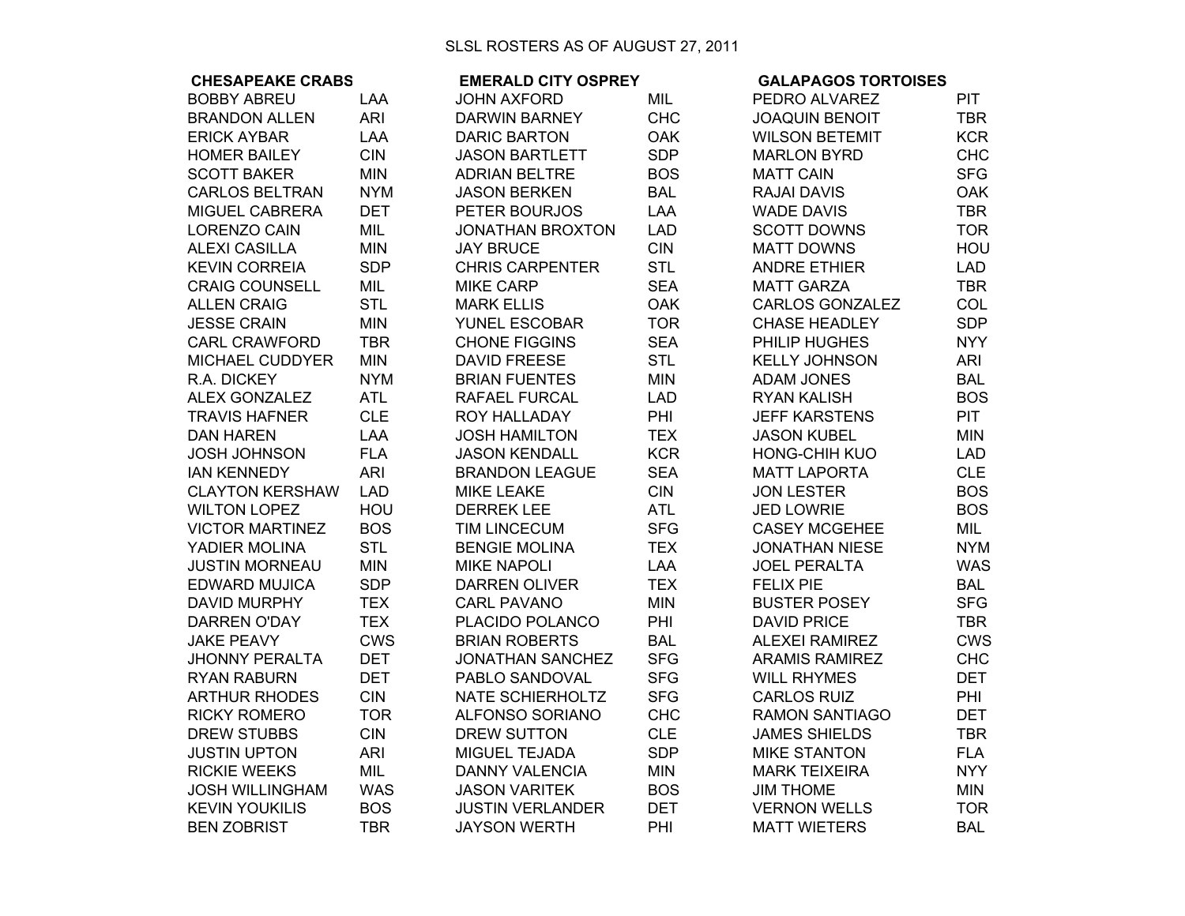SLSL ROSTERS AS OF AUGUST 27, 2011

| CHESAPEAKE CRABS | | EMERALD CITY OSPREY | | GALAPAGOS TORTOISES | |
|---|---|---|---|---|---|
| BOBBY ABREU | LAA | JOHN AXFORD | MIL | PEDRO ALVAREZ | PIT |
| BRANDON ALLEN | ARI | DARWIN BARNEY | CHC | JOAQUIN BENOIT | TBR |
| ERICK AYBAR | LAA | DARIC BARTON | OAK | WILSON BETEMIT | KCR |
| HOMER BAILEY | CIN | JASON BARTLETT | SDP | MARLON BYRD | CHC |
| SCOTT BAKER | MIN | ADRIAN BELTRE | BOS | MATT CAIN | SFG |
| CARLOS BELTRAN | NYM | JASON BERKEN | BAL | RAJAI DAVIS | OAK |
| MIGUEL CABRERA | DET | PETER BOURJOS | LAA | WADE DAVIS | TBR |
| LORENZO CAIN | MIL | JONATHAN BROXTON | LAD | SCOTT DOWNS | TOR |
| ALEXI CASILLA | MIN | JAY BRUCE | CIN | MATT DOWNS | HOU |
| KEVIN CORREIA | SDP | CHRIS CARPENTER | STL | ANDRE ETHIER | LAD |
| CRAIG COUNSELL | MIL | MIKE CARP | SEA | MATT GARZA | TBR |
| ALLEN CRAIG | STL | MARK ELLIS | OAK | CARLOS GONZALEZ | COL |
| JESSE CRAIN | MIN | YUNEL ESCOBAR | TOR | CHASE HEADLEY | SDP |
| CARL CRAWFORD | TBR | CHONE FIGGINS | SEA | PHILIP HUGHES | NYY |
| MICHAEL CUDDYER | MIN | DAVID FREESE | STL | KELLY JOHNSON | ARI |
| R.A. DICKEY | NYM | BRIAN FUENTES | MIN | ADAM JONES | BAL |
| ALEX GONZALEZ | ATL | RAFAEL FURCAL | LAD | RYAN KALISH | BOS |
| TRAVIS HAFNER | CLE | ROY HALLADAY | PHI | JEFF KARSTENS | PIT |
| DAN HAREN | LAA | JOSH HAMILTON | TEX | JASON KUBEL | MIN |
| JOSH JOHNSON | FLA | JASON KENDALL | KCR | HONG-CHIH KUO | LAD |
| IAN KENNEDY | ARI | BRANDON LEAGUE | SEA | MATT LAPORTA | CLE |
| CLAYTON KERSHAW | LAD | MIKE LEAKE | CIN | JON LESTER | BOS |
| WILTON LOPEZ | HOU | DERREK LEE | ATL | JED LOWRIE | BOS |
| VICTOR MARTINEZ | BOS | TIM LINCECUM | SFG | CASEY MCGEHEE | MIL |
| YADIER MOLINA | STL | BENGIE MOLINA | TEX | JONATHAN NIESE | NYM |
| JUSTIN MORNEAU | MIN | MIKE NAPOLI | LAA | JOEL PERALTA | WAS |
| EDWARD MUJICA | SDP | DARREN OLIVER | TEX | FELIX PIE | BAL |
| DAVID MURPHY | TEX | CARL PAVANO | MIN | BUSTER POSEY | SFG |
| DARREN O'DAY | TEX | PLACIDO POLANCO | PHI | DAVID PRICE | TBR |
| JAKE PEAVY | CWS | BRIAN ROBERTS | BAL | ALEXEI RAMIREZ | CWS |
| JHONNY PERALTA | DET | JONATHAN SANCHEZ | SFG | ARAMIS RAMIREZ | CHC |
| RYAN RABURN | DET | PABLO SANDOVAL | SFG | WILL RHYMES | DET |
| ARTHUR RHODES | CIN | NATE SCHIERHOLTZ | SFG | CARLOS RUIZ | PHI |
| RICKY ROMERO | TOR | ALFONSO SORIANO | CHC | RAMON SANTIAGO | DET |
| DREW STUBBS | CIN | DREW SUTTON | CLE | JAMES SHIELDS | TBR |
| JUSTIN UPTON | ARI | MIGUEL TEJADA | SDP | MIKE STANTON | FLA |
| RICKIE WEEKS | MIL | DANNY VALENCIA | MIN | MARK TEIXEIRA | NYY |
| JOSH WILLINGHAM | WAS | JASON VARITEK | BOS | JIM THOME | MIN |
| KEVIN YOUKILIS | BOS | JUSTIN VERLANDER | DET | VERNON WELLS | TOR |
| BEN ZOBRIST | TBR | JAYSON WERTH | PHI | MATT WIETERS | BAL |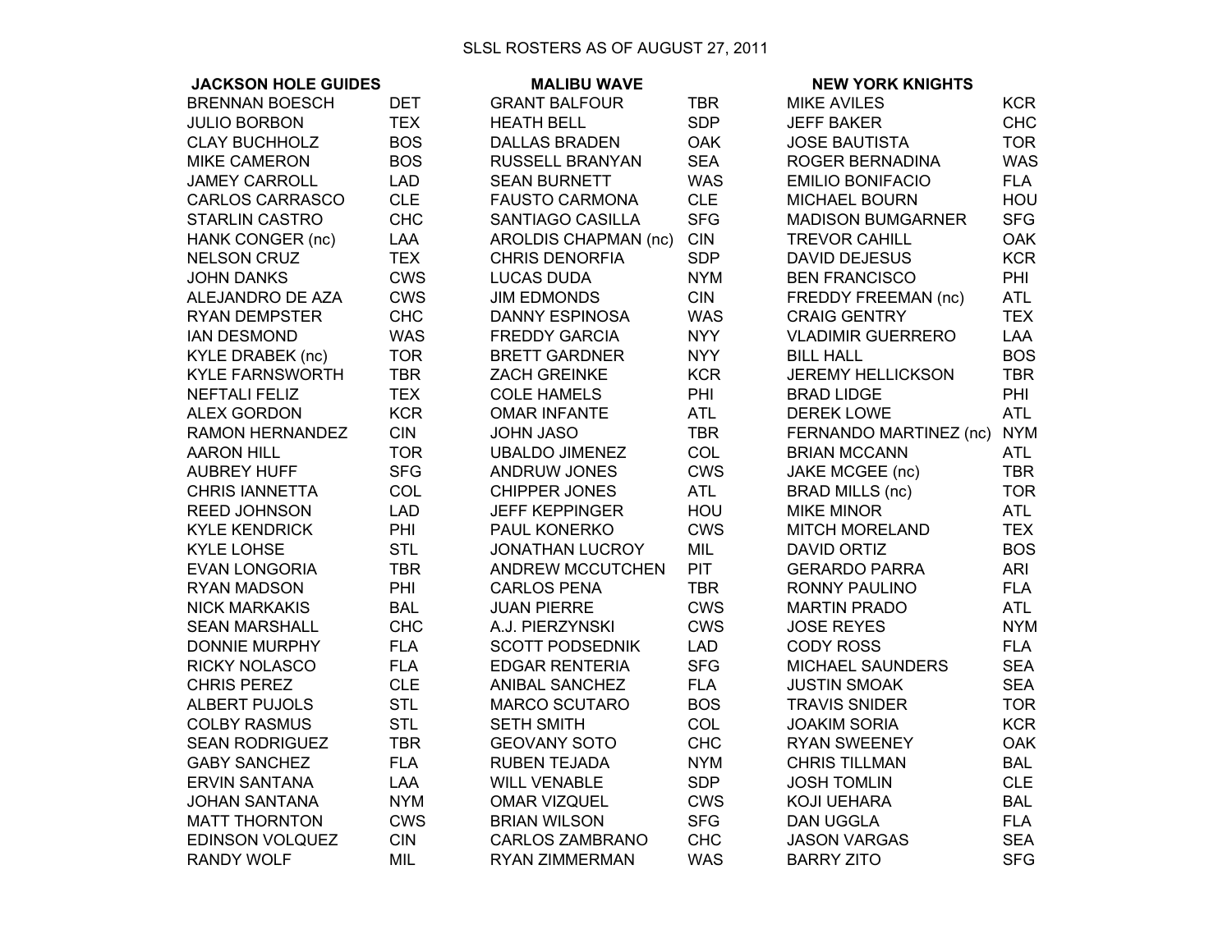# SLSL ROSTERS AS OF AUGUST 27, 2011

| JACKSON HOLE GUIDES | | MALIBU WAVE | | NEW YORK KNIGHTS | |
|---|---|---|---|---|---|
| BRENNAN BOESCH | DET | GRANT BALFOUR | TBR | MIKE AVILES | KCR |
| JULIO BORBON | TEX | HEATH BELL | SDP | JEFF BAKER | CHC |
| CLAY BUCHHOLZ | BOS | DALLAS BRADEN | OAK | JOSE BAUTISTA | TOR |
| MIKE CAMERON | BOS | RUSSELL BRANYAN | SEA | ROGER BERNADINA | WAS |
| JAMEY CARROLL | LAD | SEAN BURNETT | WAS | EMILIO BONIFACIO | FLA |
| CARLOS CARRASCO | CLE | FAUSTO CARMONA | CLE | MICHAEL BOURN | HOU |
| STARLIN CASTRO | CHC | SANTIAGO CASILLA | SFG | MADISON BUMGARNER | SFG |
| HANK CONGER (nc) | LAA | AROLDIS CHAPMAN (nc) | CIN | TREVOR CAHILL | OAK |
| NELSON CRUZ | TEX | CHRIS DENORFIA | SDP | DAVID DEJESUS | KCR |
| JOHN DANKS | CWS | LUCAS DUDA | NYM | BEN FRANCISCO | PHI |
| ALEJANDRO DE AZA | CWS | JIM EDMONDS | CIN | FREDDY FREEMAN (nc) | ATL |
| RYAN DEMPSTER | CHC | DANNY ESPINOSA | WAS | CRAIG GENTRY | TEX |
| IAN DESMOND | WAS | FREDDY GARCIA | NYY | VLADIMIR GUERRERO | LAA |
| KYLE DRABEK (nc) | TOR | BRETT GARDNER | NYY | BILL HALL | BOS |
| KYLE FARNSWORTH | TBR | ZACH GREINKE | KCR | JEREMY HELLICKSON | TBR |
| NEFTALI FELIZ | TEX | COLE HAMELS | PHI | BRAD LIDGE | PHI |
| ALEX GORDON | KCR | OMAR INFANTE | ATL | DEREK LOWE | ATL |
| RAMON HERNANDEZ | CIN | JOHN JASO | TBR | FERNANDO MARTINEZ (nc) | NYM |
| AARON HILL | TOR | UBALDO JIMENEZ | COL | BRIAN MCCANN | ATL |
| AUBREY HUFF | SFG | ANDRUW JONES | CWS | JAKE MCGEE (nc) | TBR |
| CHRIS IANNETTA | COL | CHIPPER JONES | ATL | BRAD MILLS (nc) | TOR |
| REED JOHNSON | LAD | JEFF KEPPINGER | HOU | MIKE MINOR | ATL |
| KYLE KENDRICK | PHI | PAUL KONERKO | CWS | MITCH MORELAND | TEX |
| KYLE LOHSE | STL | JONATHAN LUCROY | MIL | DAVID ORTIZ | BOS |
| EVAN LONGORIA | TBR | ANDREW MCCUTCHEN | PIT | GERARDO PARRA | ARI |
| RYAN MADSON | PHI | CARLOS PENA | TBR | RONNY PAULINO | FLA |
| NICK MARKAKIS | BAL | JUAN PIERRE | CWS | MARTIN PRADO | ATL |
| SEAN MARSHALL | CHC | A.J. PIERZYNSKI | CWS | JOSE REYES | NYM |
| DONNIE MURPHY | FLA | SCOTT PODSEDNIK | LAD | CODY ROSS | FLA |
| RICKY NOLASCO | FLA | EDGAR RENTERIA | SFG | MICHAEL SAUNDERS | SEA |
| CHRIS PEREZ | CLE | ANIBAL SANCHEZ | FLA | JUSTIN SMOAK | SEA |
| ALBERT PUJOLS | STL | MARCO SCUTARO | BOS | TRAVIS SNIDER | TOR |
| COLBY RASMUS | STL | SETH SMITH | COL | JOAKIM SORIA | KCR |
| SEAN RODRIGUEZ | TBR | GEOVANY SOTO | CHC | RYAN SWEENEY | OAK |
| GABY SANCHEZ | FLA | RUBEN TEJADA | NYM | CHRIS TILLMAN | BAL |
| ERVIN SANTANA | LAA | WILL VENABLE | SDP | JOSH TOMLIN | CLE |
| JOHAN SANTANA | NYM | OMAR VIZQUEL | CWS | KOJI UEHARA | BAL |
| MATT THORNTON | CWS | BRIAN WILSON | SFG | DAN UGGLA | FLA |
| EDINSON VOLQUEZ | CIN | CARLOS ZAMBRANO | CHC | JASON VARGAS | SEA |
| RANDY WOLF | MIL | RYAN ZIMMERMAN | WAS | BARRY ZITO | SFG |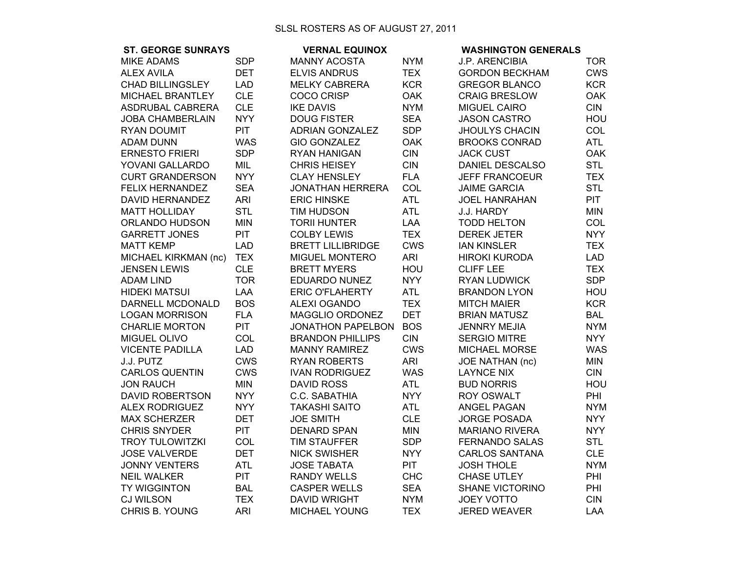SLSL ROSTERS AS OF AUGUST 27, 2011

| ST. GEORGE SUNRAYS | | VERNAL EQUINOX | | WASHINGTON GENERALS | |
|---|---|---|---|---|---|
| MIKE ADAMS | SDP | MANNY ACOSTA | NYM | J.P. ARENCIBIA | TOR |
| ALEX AVILA | DET | ELVIS ANDRUS | TEX | GORDON BECKHAM | CWS |
| CHAD BILLINGSLEY | LAD | MELKY CABRERA | KCR | GREGOR BLANCO | KCR |
| MICHAEL BRANTLEY | CLE | COCO CRISP | OAK | CRAIG BRESLOW | OAK |
| ASDRUBAL CABRERA | CLE | IKE DAVIS | NYM | MIGUEL CAIRO | CIN |
| JOBA CHAMBERLAIN | NYY | DOUG FISTER | SEA | JASON CASTRO | HOU |
| RYAN DOUMIT | PIT | ADRIAN GONZALEZ | SDP | JHOULYS CHACIN | COL |
| ADAM DUNN | WAS | GIO GONZALEZ | OAK | BROOKS CONRAD | ATL |
| ERNESTO FRIERI | SDP | RYAN HANIGAN | CIN | JACK CUST | OAK |
| YOVANI GALLARDO | MIL | CHRIS HEISEY | CIN | DANIEL DESCALSO | STL |
| CURT GRANDERSON | NYY | CLAY HENSLEY | FLA | JEFF FRANCOEUR | TEX |
| FELIX HERNANDEZ | SEA | JONATHAN HERRERA | COL | JAIME GARCIA | STL |
| DAVID HERNANDEZ | ARI | ERIC HINSKE | ATL | JOEL HANRAHAN | PIT |
| MATT HOLLIDAY | STL | TIM HUDSON | ATL | J.J. HARDY | MIN |
| ORLANDO HUDSON | MIN | TORII HUNTER | LAA | TODD HELTON | COL |
| GARRETT JONES | PIT | COLBY LEWIS | TEX | DEREK JETER | NYY |
| MATT KEMP | LAD | BRETT LILLIBRIDGE | CWS | IAN KINSLER | TEX |
| MICHAEL KIRKMAN (nc) | TEX | MIGUEL MONTERO | ARI | HIROKI KURODA | LAD |
| JENSEN LEWIS | CLE | BRETT MYERS | HOU | CLIFF LEE | TEX |
| ADAM LIND | TOR | EDUARDO NUNEZ | NYY | RYAN LUDWICK | SDP |
| HIDEKI MATSUI | LAA | ERIC O'FLAHERTY | ATL | BRANDON LYON | HOU |
| DARNELL MCDONALD | BOS | ALEXI OGANDO | TEX | MITCH MAIER | KCR |
| LOGAN MORRISON | FLA | MAGGLIO ORDONEZ | DET | BRIAN MATUSZ | BAL |
| CHARLIE MORTON | PIT | JONATHON PAPELBON | BOS | JENNRY MEJIA | NYM |
| MIGUEL OLIVO | COL | BRANDON PHILLIPS | CIN | SERGIO MITRE | NYY |
| VICENTE PADILLA | LAD | MANNY RAMIREZ | CWS | MICHAEL MORSE | WAS |
| J.J. PUTZ | CWS | RYAN ROBERTS | ARI | JOE NATHAN (nc) | MIN |
| CARLOS QUENTIN | CWS | IVAN RODRIGUEZ | WAS | LAYNCE NIX | CIN |
| JON RAUCH | MIN | DAVID ROSS | ATL | BUD NORRIS | HOU |
| DAVID ROBERTSON | NYY | C.C. SABATHIA | NYY | ROY OSWALT | PHI |
| ALEX RODRIGUEZ | NYY | TAKASHI SAITO | ATL | ANGEL PAGAN | NYM |
| MAX SCHERZER | DET | JOE SMITH | CLE | JORGE POSADA | NYY |
| CHRIS SNYDER | PIT | DENARD SPAN | MIN | MARIANO RIVERA | NYY |
| TROY TULOWITZKI | COL | TIM STAUFFER | SDP | FERNANDO SALAS | STL |
| JOSE VALVERDE | DET | NICK SWISHER | NYY | CARLOS SANTANA | CLE |
| JONNY VENTERS | ATL | JOSE TABATA | PIT | JOSH THOLE | NYM |
| NEIL WALKER | PIT | RANDY WELLS | CHC | CHASE UTLEY | PHI |
| TY WIGGINTON | BAL | CASPER WELLS | SEA | SHANE VICTORINO | PHI |
| CJ WILSON | TEX | DAVID WRIGHT | NYM | JOEY VOTTO | CIN |
| CHRIS B. YOUNG | ARI | MICHAEL YOUNG | TEX | JERED WEAVER | LAA |